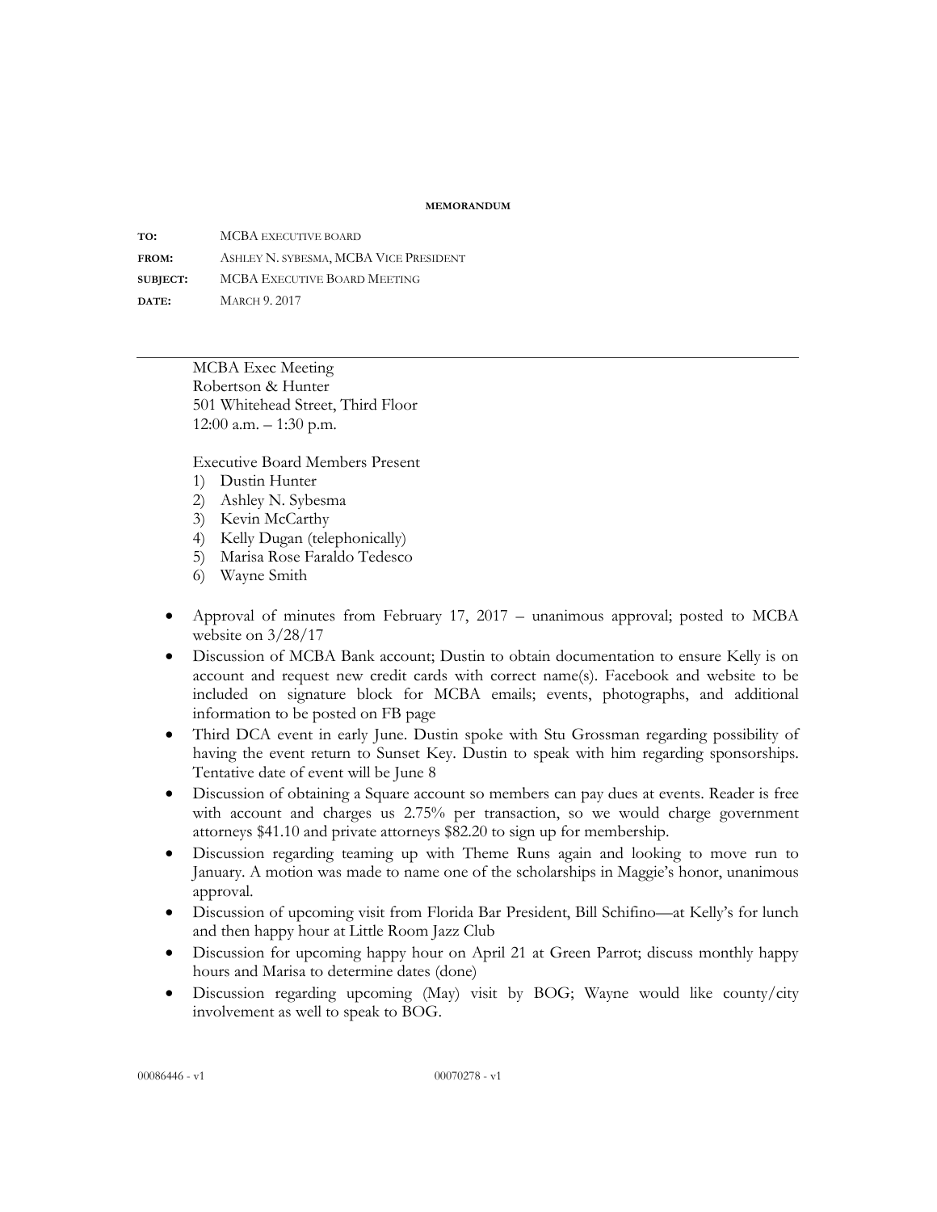**MEMORANDUM**

**TO:** MCBA EXECUTIVE BOARD

**FROM:** ASHLEY N. SYBESMA, MCBA VICE PRESIDENT

**SUBJECT:** MCBA EXECUTIVE BOARD MEETING

**DATE:** MARCH 9. 2017

---

MCBA Exec Meeting
Robertson & Hunter
501 Whitehead Street, Third Floor
12:00 a.m. – 1:30 p.m.

Executive Board Members Present

1) Dustin Hunter
2) Ashley N. Sybesma
3) Kevin McCarthy
4) Kelly Dugan (telephonically)
5) Marisa Rose Faraldo Tedesco
6) Wayne Smith

- Approval of minutes from February 17, 2017 – unanimous approval; posted to MCBA website on 3/28/17
- Discussion of MCBA Bank account; Dustin to obtain documentation to ensure Kelly is on account and request new credit cards with correct name(s). Facebook and website to be included on signature block for MCBA emails; events, photographs, and additional information to be posted on FB page
- Third DCA event in early June. Dustin spoke with Stu Grossman regarding possibility of having the event return to Sunset Key. Dustin to speak with him regarding sponsorships. Tentative date of event will be June 8
- Discussion of obtaining a Square account so members can pay dues at events. Reader is free with account and charges us 2.75% per transaction, so we would charge government attorneys $41.10 and private attorneys $82.20 to sign up for membership.
- Discussion regarding teaming up with Theme Runs again and looking to move run to January. A motion was made to name one of the scholarships in Maggie's honor, unanimous approval.
- Discussion of upcoming visit from Florida Bar President, Bill Schifino—at Kelly's for lunch and then happy hour at Little Room Jazz Club
- Discussion for upcoming happy hour on April 21 at Green Parrot; discuss monthly happy hours and Marisa to determine dates (done)
- Discussion regarding upcoming (May) visit by BOG; Wayne would like county/city involvement as well to speak to BOG.

00086446 - v1 00070278 - v1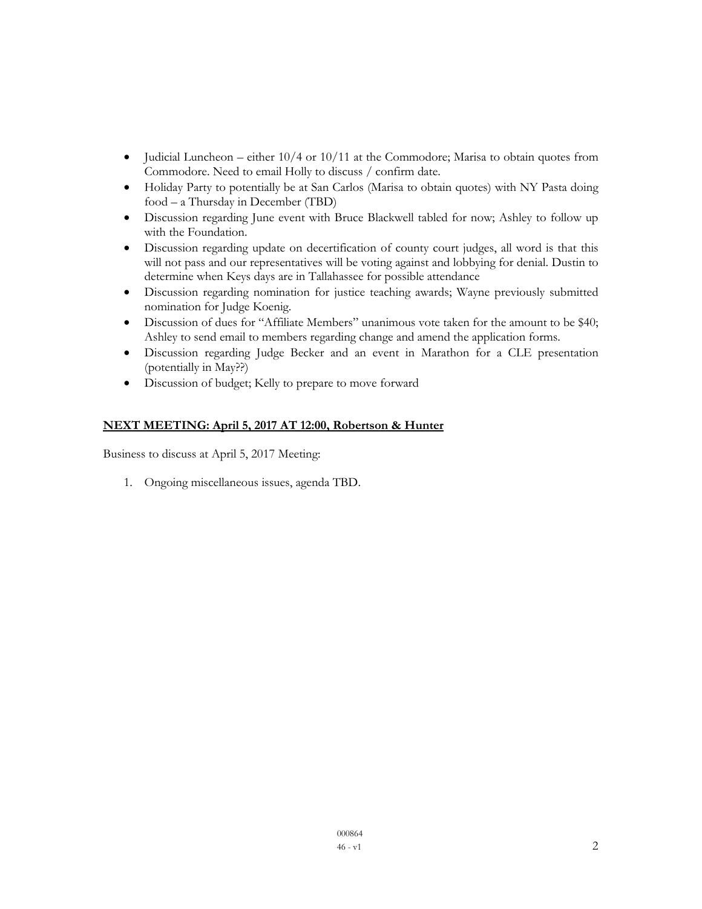- Judicial Luncheon – either 10/4 or 10/11 at the Commodore; Marisa to obtain quotes from Commodore. Need to email Holly to discuss / confirm date.
- Holiday Party to potentially be at San Carlos (Marisa to obtain quotes) with NY Pasta doing food – a Thursday in December (TBD)
- Discussion regarding June event with Bruce Blackwell tabled for now; Ashley to follow up with the Foundation.
- Discussion regarding update on decertification of county court judges, all word is that this will not pass and our representatives will be voting against and lobbying for denial. Dustin to determine when Keys days are in Tallahassee for possible attendance
- Discussion regarding nomination for justice teaching awards; Wayne previously submitted nomination for Judge Koenig.
- Discussion of dues for "Affiliate Members" unanimous vote taken for the amount to be $40; Ashley to send email to members regarding change and amend the application forms.
- Discussion regarding Judge Becker and an event in Marathon for a CLE presentation (potentially in May??)
- Discussion of budget; Kelly to prepare to move forward

**NEXT MEETING: April 5, 2017 AT 12:00, Robertson & Hunter**

Business to discuss at April 5, 2017 Meeting:

1. Ongoing miscellaneous issues, agenda TBD.

000864
46 - v1